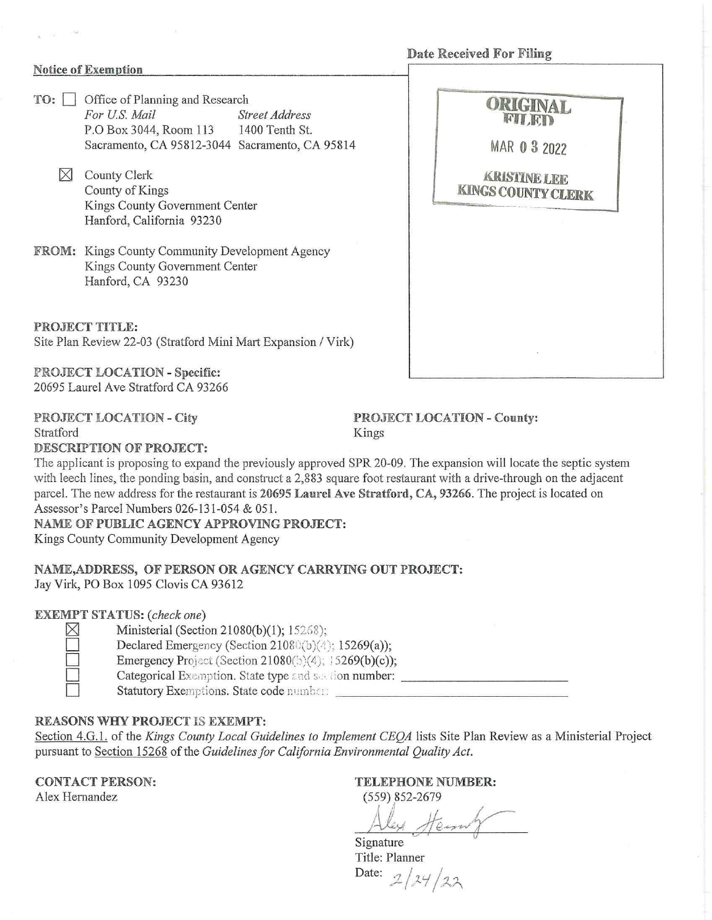**Notice of Exemption**

Date Received For Filing

ORIGINAL FILED

MAR 0 3 2022

KRISTINE LEE
KINGS COUNTY CLERK

TO: ☐ Office of Planning and Research
*For U.S. Mail* — P.O Box 3044, Room 113, Sacramento, CA 95812-3044
*Street Address* — 1400 Tenth St., Sacramento, CA 95814

☒ County Clerk
County of Kings
Kings County Government Center
Hanford, California 93230

FROM: Kings County Community Development Agency
Kings County Government Center
Hanford, CA 93230

**PROJECT TITLE:**
Site Plan Review 22-03 (Stratford Mini Mart Expansion / Virk)

**PROJECT LOCATION - Specific:**
20695 Laurel Ave Stratford CA 93266

**PROJECT LOCATION - City**
Stratford

**PROJECT LOCATION - County:**
Kings

**DESCRIPTION OF PROJECT:**
The applicant is proposing to expand the previously approved SPR 20-09. The expansion will locate the septic system with leech lines, the ponding basin, and construct a 2,883 square foot restaurant with a drive-through on the adjacent parcel. The new address for the restaurant is **20695 Laurel Ave Stratford, CA, 93266**. The project is located on Assessor's Parcel Numbers 026-131-054 & 051.

**NAME OF PUBLIC AGENCY APPROVING PROJECT:**
Kings County Community Development Agency

**NAME,ADDRESS, OF PERSON OR AGENCY CARRYING OUT PROJECT:**
Jay Virk, PO Box 1095 Clovis CA 93612

**EXEMPT STATUS:** (*check one*)

- ☒ Ministerial (Section 21080(b)(1); 15268);
- ☐ Declared Emergency (Section 21080(b)(3); 15269(a));
- ☐ Emergency Project (Section 21080(b)(4); 15269(b)(c));
- ☐ Categorical Exemption. State type and section number: ______________
- ☐ Statutory Exemptions. State code number: ______________

**REASONS WHY PROJECT IS EXEMPT:**
Section 4.G.1. of the *Kings County Local Guidelines to Implement CEQA* lists Site Plan Review as a Ministerial Project pursuant to Section 15268 of the *Guidelines for California Environmental Quality Act.*

**CONTACT PERSON:**
Alex Hernandez

**TELEPHONE NUMBER:**
(559) 852-2679

Signature
Title: Planner
Date: 2/24/22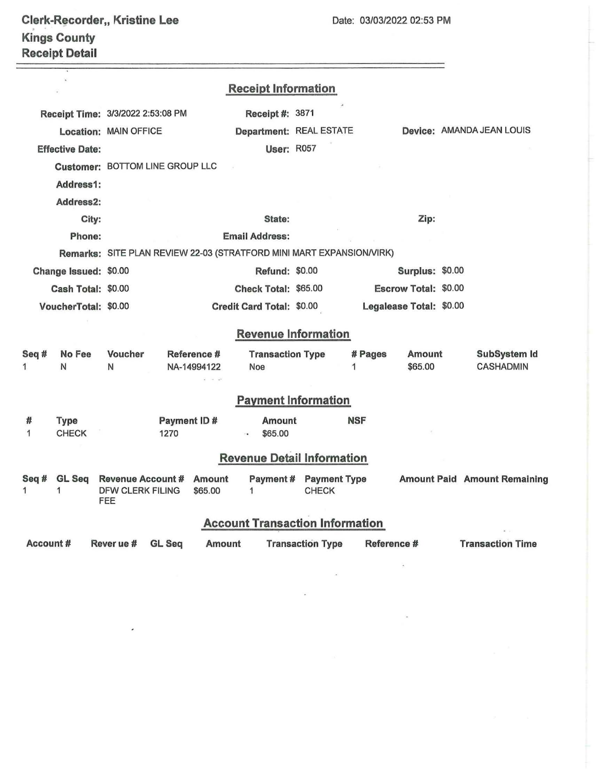**Clerk-Recorder,, Kristine Lee**
**Kings County**
**Receipt Detail**

Date: 03/03/2022 02:53 PM

## Receipt Information

| | | | | | |
|---|---|---|---|---|---|
| **Receipt Time:** | 3/3/2022 2:53:08 PM | **Receipt #:** | 3871 | | |
| **Location:** | MAIN OFFICE | **Department:** | REAL ESTATE | **Device:** | AMANDA JEAN LOUIS |
| **Effective Date:** | | **User:** | R057 | | |
| **Customer:** | BOTTOM LINE GROUP LLC | | | | |
| **Address1:** | | | | | |
| **Address2:** | | | | | |
| **City:** | | **State:** | | **Zip:** | |
| **Phone:** | | **Email Address:** | | | |
| **Remarks:** | SITE PLAN REVIEW 22-03 (STRATFORD MINI MART EXPANSION/VIRK) | | | | |
| **Change Issued:** | $0.00 | **Refund:** | $0.00 | **Surplus:** | $0.00 |
| **Cash Total:** | $0.00 | **Check Total:** | $65.00 | **Escrow Total:** | $0.00 |
| **VoucherTotal:** | $0.00 | **Credit Card Total:** | $0.00 | **Legalease Total:** | $0.00 |

## Revenue Information

| Seq # | No Fee | Voucher | Reference # | Transaction Type | # Pages | Amount | SubSystem Id |
|---|---|---|---|---|---|---|---|
| 1 | N | N | NA-14994122 | Noe | 1 | $65.00 | CASHADMIN |

## Payment Information

| # | Type | Payment ID # | Amount | NSF |
|---|---|---|---|---|
| 1 | CHECK | 1270 | $65.00 | |

## Revenue Detail Information

| Seq # | GL Seq | Revenue Account # | Amount | Payment # | Payment Type | Amount Paid | Amount Remaining |
|---|---|---|---|---|---|---|---|
| 1 | 1 | DFW CLERK FILING FEE | $65.00 | 1 | CHECK | | |

## Account Transaction Information

| Account # | Rever ue # | GL Seq | Amount | Transaction Type | Reference # | Transaction Time |
|---|---|---|---|---|---|---|